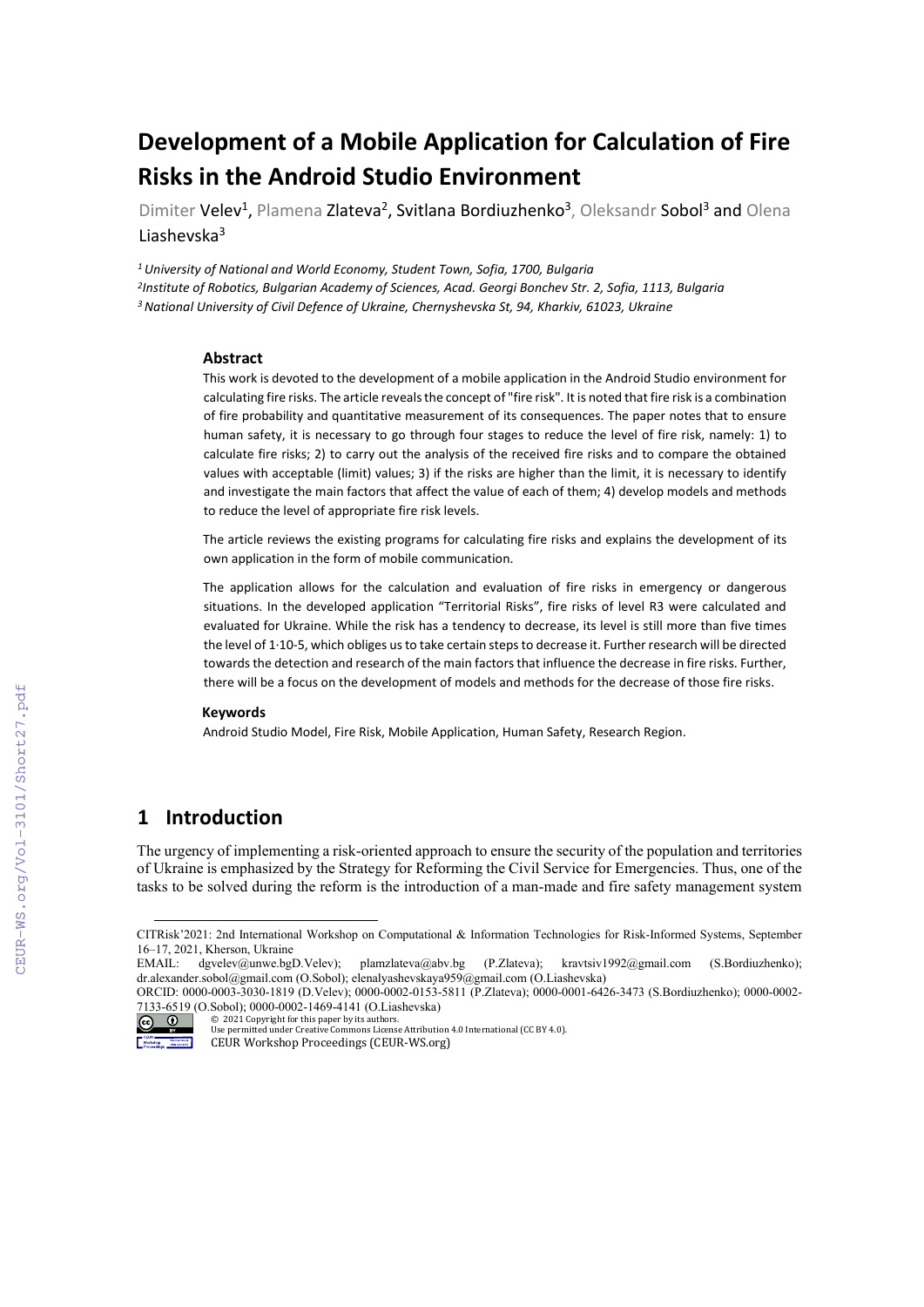# Development of a Mobile Application for Calculation of Fire Risks in the Android Studio Environment

Dimiter Velev[1], Plamena Zlateva[2], Svitlana Bordiuzhenko[3], Oleksandr Sobol[3] and Olena Liashevska[3]

[1] *University of National and World Economy, Student Town, Sofia, 1700, Bulgaria*

[2] *Institute of Robotics, Bulgarian Academy of Sciences, Acad. Georgi Bonchev Str. 2, Sofia, 1113, Bulgaria*

[3] *National University of Civil Defence of Ukraine, Chernyshevska St, 94, Kharkiv, 61023, Ukraine*

### Abstract

This work is devoted to the development of a mobile application in the Android Studio environment for calculating fire risks. The article reveals the concept of "fire risk". It is noted that fire risk is a combination of fire probability and quantitative measurement of its consequences. The paper notes that to ensure human safety, it is necessary to go through four stages to reduce the level of fire risk, namely: 1) to calculate fire risks; 2) to carry out the analysis of the received fire risks and to compare the obtained values with acceptable (limit) values; 3) if the risks are higher than the limit, it is necessary to identify and investigate the main factors that affect the value of each of them; 4) develop models and methods to reduce the level of appropriate fire risk levels.

The article reviews the existing programs for calculating fire risks and explains the development of its own application in the form of mobile communication.

The application allows for the calculation and evaluation of fire risks in emergency or dangerous situations. In the developed application "Territorial Risks", fire risks of level R3 were calculated and evaluated for Ukraine. While the risk has a tendency to decrease, its level is still more than five times the level of $1 \cdot 10^{-5}$, which obliges us to take certain steps to decrease it. Further research will be directed towards the detection and research of the main factors that influence the decrease in fire risks. Further, there will be a focus on the development of models and methods for the decrease of those fire risks.

### Keywords

Android Studio Model, Fire Risk, Mobile Application, Human Safety, Research Region.

## 1 Introduction

The urgency of implementing a risk-oriented approach to ensure the security of the population and territories of Ukraine is emphasized by the Strategy for Reforming the Civil Service for Emergencies. Thus, one of the tasks to be solved during the reform is the introduction of a man-made and fire safety management system

---

CITRisk'2021: 2nd International Workshop on Computational & Information Technologies for Risk-Informed Systems, September 16–17, 2021, Kherson, Ukraine

EMAIL: dgvelev@unwe.bgD.Velev); plamzlateva@abv.bg (P.Zlateva); kravtsiv1992@gmail.com (S.Bordiuzhenko); dr.alexander.sobol@gmail.com (O.Sobol); elenalyashevskaya959@gmail.com (O.Liashevska)

ORCID: 0000-0003-3030-1819 (D.Velev); 0000-0002-0153-5811 (P.Zlateva); 0000-0001-6426-3473 (S.Bordiuzhenko); 0000-0002-7133-6519 (O.Sobol); 0000-0002-1469-4141 (O.Liashevska)

© 2021 Copyright for this paper by its authors.
Use permitted under Creative Commons License Attribution 4.0 International (CC BY 4.0).
CEUR Workshop Proceedings (CEUR-WS.org)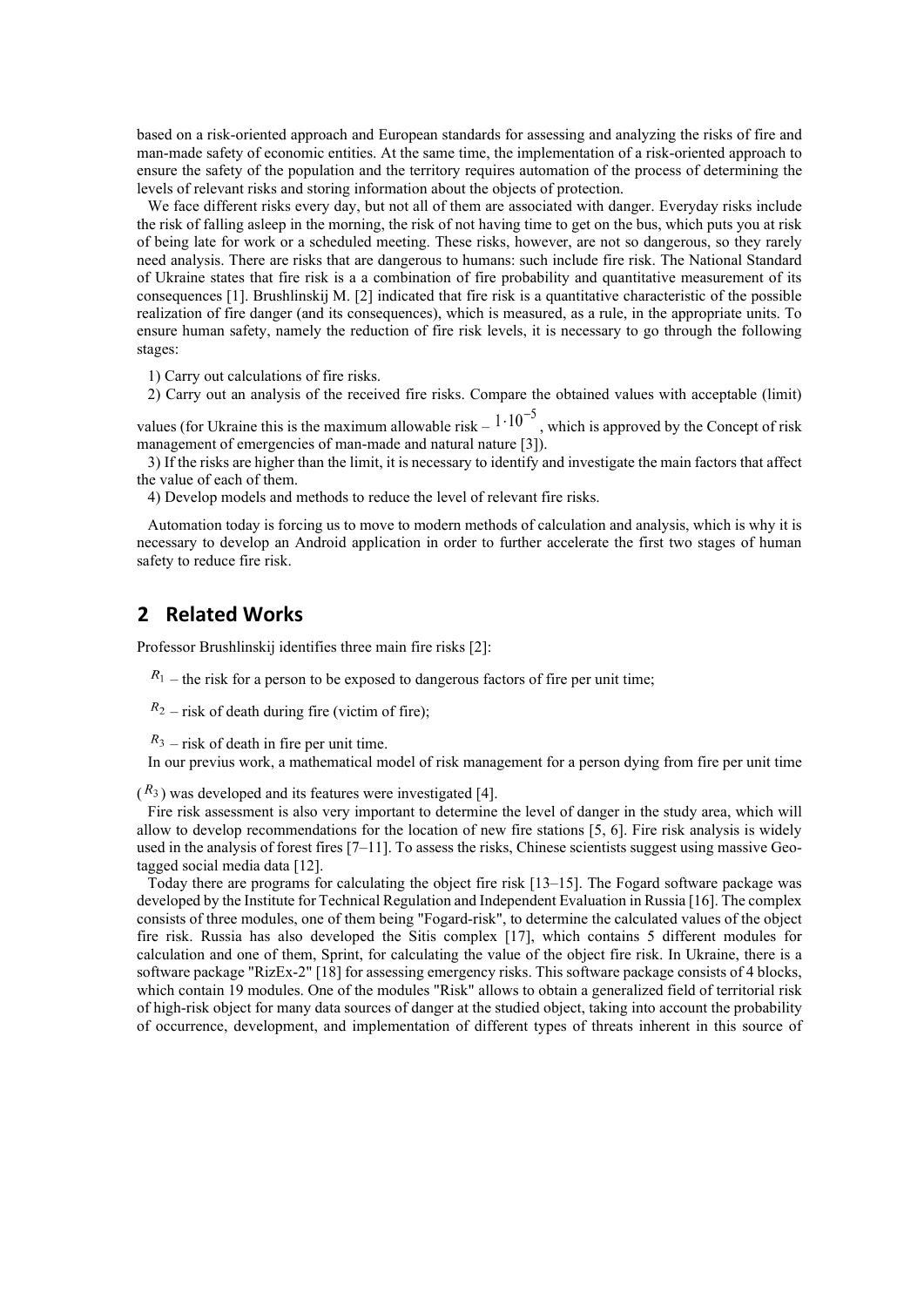based on a risk-oriented approach and European standards for assessing and analyzing the risks of fire and man-made safety of economic entities. At the same time, the implementation of a risk-oriented approach to ensure the safety of the population and the territory requires automation of the process of determining the levels of relevant risks and storing information about the objects of protection.

We face different risks every day, but not all of them are associated with danger. Everyday risks include the risk of falling asleep in the morning, the risk of not having time to get on the bus, which puts you at risk of being late for work or a scheduled meeting. These risks, however, are not so dangerous, so they rarely need analysis. There are risks that are dangerous to humans: such include fire risk. The National Standard of Ukraine states that fire risk is a a combination of fire probability and quantitative measurement of its consequences [1]. Brushlinskij M. [2] indicated that fire risk is a quantitative characteristic of the possible realization of fire danger (and its consequences), which is measured, as a rule, in the appropriate units. To ensure human safety, namely the reduction of fire risk levels, it is necessary to go through the following stages:

1) Carry out calculations of fire risks.

2) Carry out an analysis of the received fire risks. Compare the obtained values with acceptable (limit) values (for Ukraine this is the maximum allowable risk – $1 \cdot 10^{-5}$, which is approved by the Concept of risk management of emergencies of man-made and natural nature [3]).

3) If the risks are higher than the limit, it is necessary to identify and investigate the main factors that affect the value of each of them.

4) Develop models and methods to reduce the level of relevant fire risks.

Automation today is forcing us to move to modern methods of calculation and analysis, which is why it is necessary to develop an Android application in order to further accelerate the first two stages of human safety to reduce fire risk.

## 2 Related Works

Professor Brushlinskij identifies three main fire risks [2]:

$R_1$ – the risk for a person to be exposed to dangerous factors of fire per unit time;

$R_2$ – risk of death during fire (victim of fire);

$R_3$ – risk of death in fire per unit time.

In our previus work, a mathematical model of risk management for a person dying from fire per unit time ($R_3$) was developed and its features were investigated [4].

Fire risk assessment is also very important to determine the level of danger in the study area, which will allow to develop recommendations for the location of new fire stations [5, 6]. Fire risk analysis is widely used in the analysis of forest fires [7–11]. To assess the risks, Chinese scientists suggest using massive Geo-tagged social media data [12].

Today there are programs for calculating the object fire risk [13–15]. The Fogard software package was developed by the Institute for Technical Regulation and Independent Evaluation in Russia [16]. The complex consists of three modules, one of them being "Fogard-risk", to determine the calculated values of the object fire risk. Russia has also developed the Sitis complex [17], which contains 5 different modules for calculation and one of them, Sprint, for calculating the value of the object fire risk. In Ukraine, there is a software package "RizEx-2" [18] for assessing emergency risks. This software package consists of 4 blocks, which contain 19 modules. One of the modules "Risk" allows to obtain a generalized field of territorial risk of high-risk object for many data sources of danger at the studied object, taking into account the probability of occurrence, development, and implementation of different types of threats inherent in this source of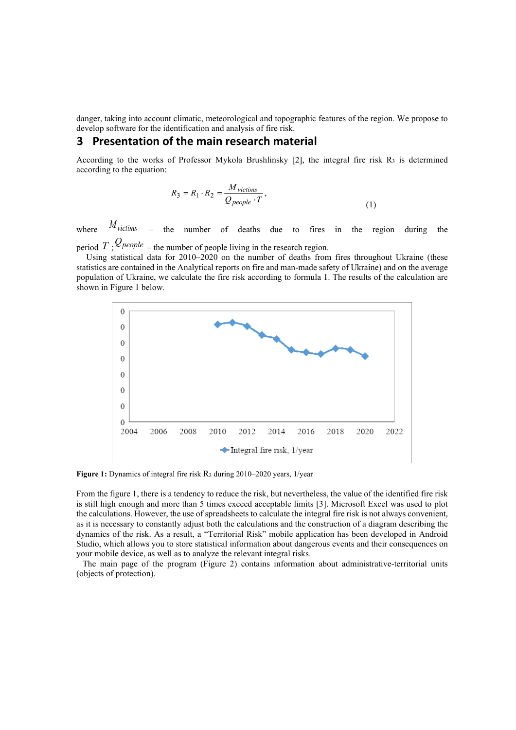danger, taking into account climatic, meteorological and topographic features of the region. We propose to develop software for the identification and analysis of fire risk.

## 3 Presentation of the main research material

According to the works of Professor Mykola Brushlinsky [2], the integral fire risk $R_3$ is determined according to the equation:

$$R_3 = R_1 \cdot R_2 = \frac{M_{victims}}{Q_{people} \cdot T}, \quad (1)$$

where $M_{victims}$ – the number of deaths due to fires in the region during the period $T$; $Q_{people}$ – the number of people living in the research region.

Using statistical data for 2010–2020 on the number of deaths from fires throughout Ukraine (these statistics are contained in the Analytical reports on fire and man-made safety of Ukraine) and on the average population of Ukraine, we calculate the fire risk according to formula 1. The results of the calculation are shown in Figure 1 below.

**Figure 1:** Dynamics of integral fire risk $R_3$ during 2010–2020 years, 1/year

From the figure 1, there is a tendency to reduce the risk, but nevertheless, the value of the identified fire risk is still high enough and more than 5 times exceed acceptable limits [3]. Microsoft Excel was used to plot the calculations. However, the use of spreadsheets to calculate the integral fire risk is not always convenient, as it is necessary to constantly adjust both the calculations and the construction of a diagram describing the dynamics of the risk. As a result, a "Territorial Risk" mobile application has been developed in Android Studio, which allows you to store statistical information about dangerous events and their consequences on your mobile device, as well as to analyze the relevant integral risks.

The main page of the program (Figure 2) contains information about administrative-territorial units (objects of protection).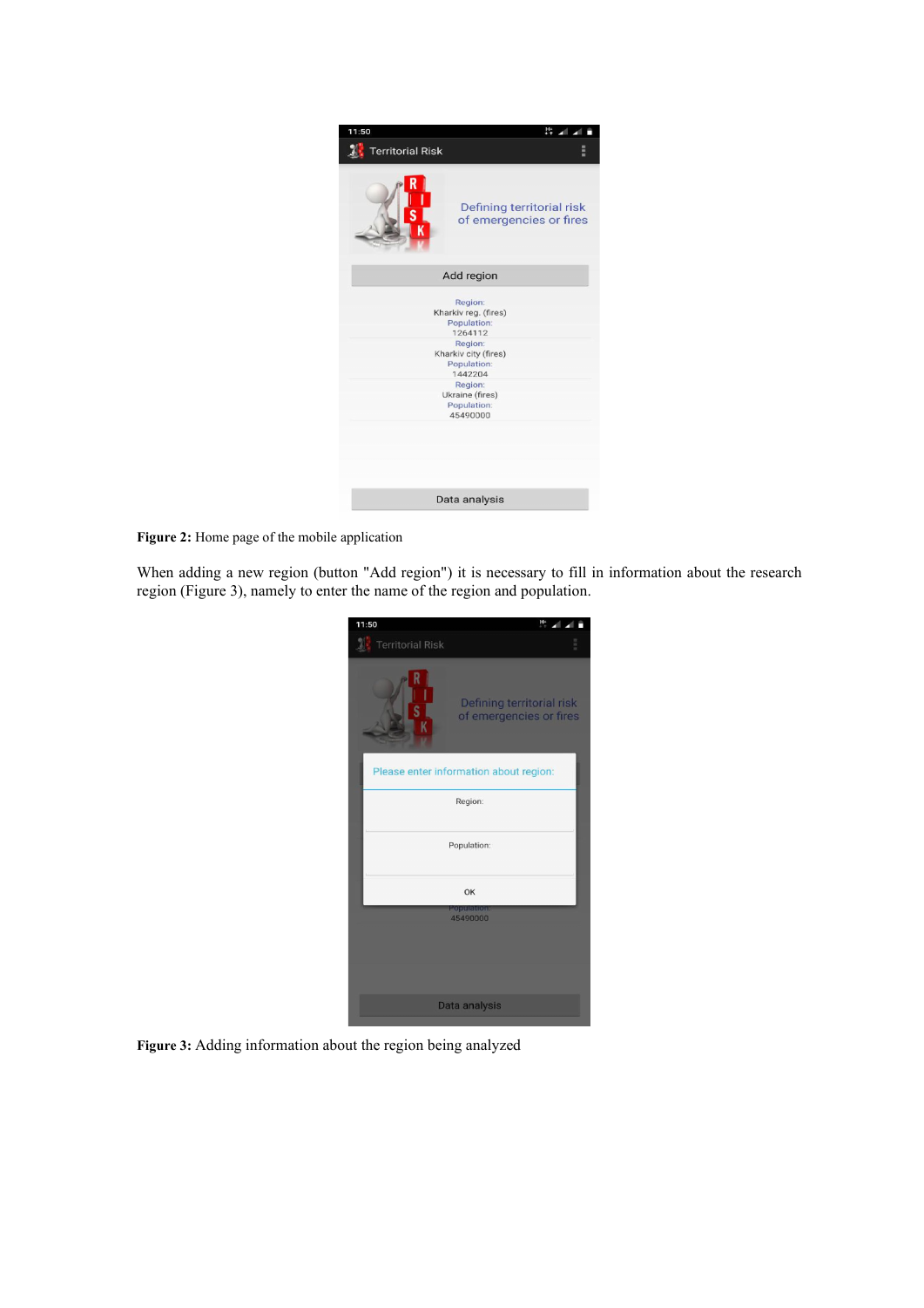**Figure 2:** Home page of the mobile application

When adding a new region (button "Add region") it is necessary to fill in information about the research region (Figure 3), namely to enter the name of the region and population.

**Figure 3:** Adding information about the region being analyzed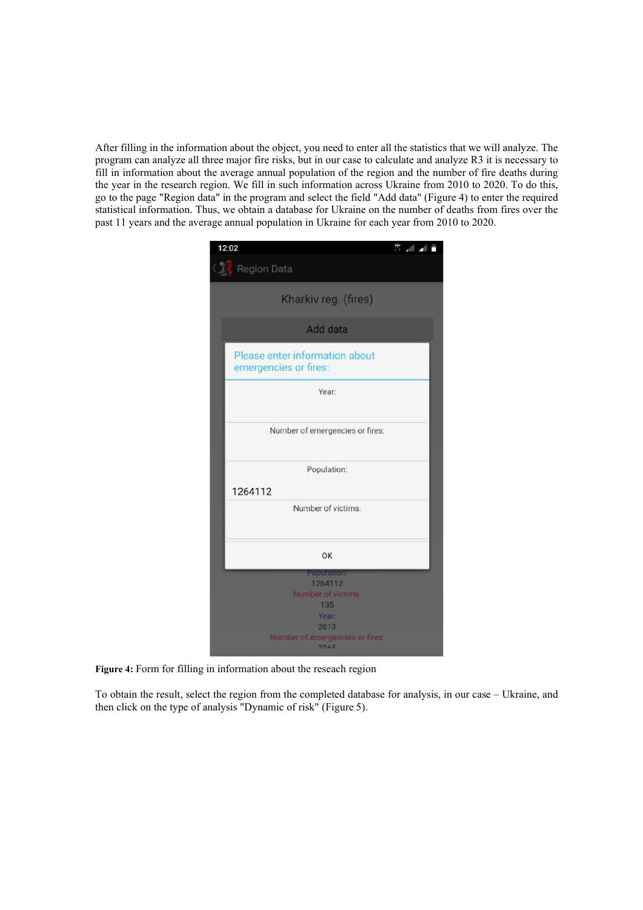After filling in the information about the object, you need to enter all the statistics that we will analyze. The program can analyze all three major fire risks, but in our case to calculate and analyze R3 it is necessary to fill in information about the average annual population of the region and the number of fire deaths during the year in the research region. We fill in such information across Ukraine from 2010 to 2020. To do this, go to the page "Region data" in the program and select the field "Add data" (Figure 4) to enter the required statistical information. Thus, we obtain a database for Ukraine on the number of deaths from fires over the past 11 years and the average annual population in Ukraine for each year from 2010 to 2020.

**Figure 4:** Form for filling in information about the reseach region

To obtain the result, select the region from the completed database for analysis, in our case – Ukraine, and then click on the type of analysis "Dynamic of risk" (Figure 5).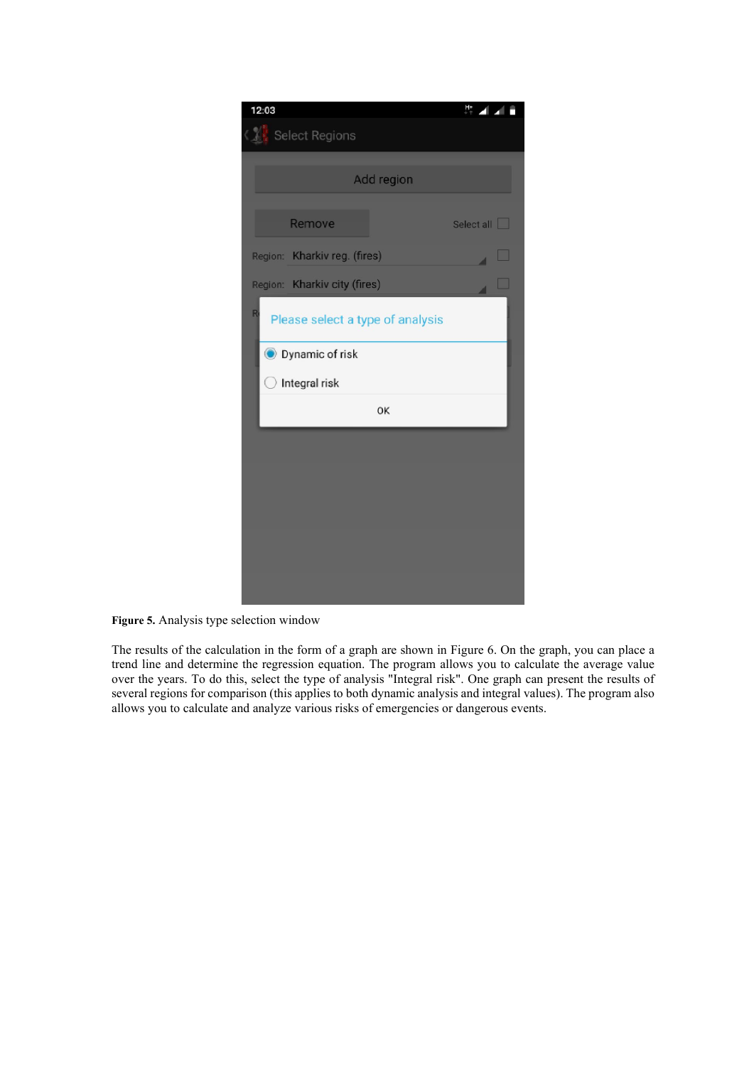**Figure 5.** Analysis type selection window

The results of the calculation in the form of a graph are shown in Figure 6. On the graph, you can place a trend line and determine the regression equation. The program allows you to calculate the average value over the years. To do this, select the type of analysis "Integral risk". One graph can present the results of several regions for comparison (this applies to both dynamic analysis and integral values). The program also allows you to calculate and analyze various risks of emergencies or dangerous events.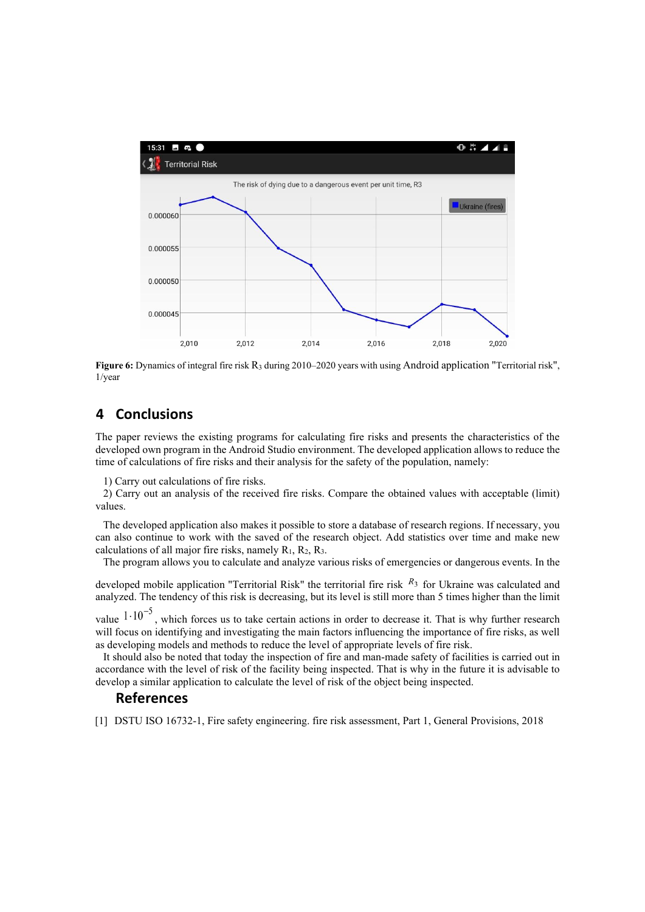Figure 6: Dynamics of integral fire risk $R_3$ during 2010–2020 years with using Android application "Territorial risk", 1/year

## 4 Conclusions

The paper reviews the existing programs for calculating fire risks and presents the characteristics of the developed own program in the Android Studio environment. The developed application allows to reduce the time of calculations of fire risks and their analysis for the safety of the population, namely:

1) Carry out calculations of fire risks.
2) Carry out an analysis of the received fire risks. Compare the obtained values with acceptable (limit) values.

The developed application also makes it possible to store a database of research regions. If necessary, you can also continue to work with the saved of the research object. Add statistics over time and make new calculations of all major fire risks, namely $R_1$, $R_2$, $R_3$.

The program allows you to calculate and analyze various risks of emergencies or dangerous events. In the developed mobile application "Territorial Risk" the territorial fire risk $R_3$ for Ukraine was calculated and analyzed. The tendency of this risk is decreasing, but its level is still more than 5 times higher than the limit value $1 \cdot 10^{-5}$, which forces us to take certain actions in order to decrease it. That is why further research will focus on identifying and investigating the main factors influencing the importance of fire risks, as well as developing models and methods to reduce the level of appropriate levels of fire risk.

It should also be noted that today the inspection of fire and man-made safety of facilities is carried out in accordance with the level of risk of the facility being inspected. That is why in the future it is advisable to develop a similar application to calculate the level of risk of the object being inspected.

## References

[1] DSTU ISO 16732-1, Fire safety engineering. fire risk assessment, Part 1, General Provisions, 2018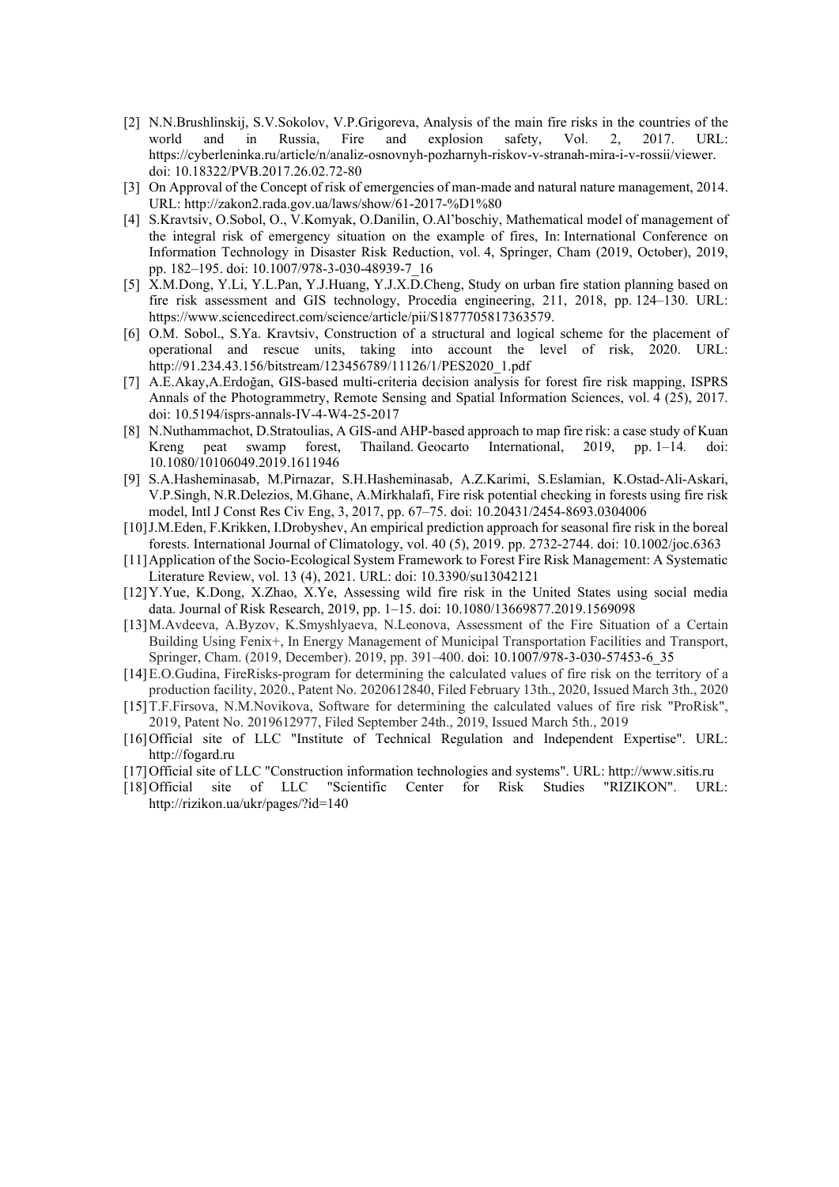[2] N.N.Brushlinskij, S.V.Sokolov, V.P.Grigoreva, Analysis of the main fire risks in the countries of the world and in Russia, Fire and explosion safety, Vol. 2, 2017. URL: https://cyberleninka.ru/article/n/analiz-osnovnyh-pozharnyh-riskov-v-stranah-mira-i-v-rossii/viewer. doi: 10.18322/PVB.2017.26.02.72-80

[3] On Approval of the Concept of risk of emergencies of man-made and natural nature management, 2014. URL: http://zakon2.rada.gov.ua/laws/show/61-2017-%D1%80

[4] S.Kravtsiv, O.Sobol, O., V.Komyak, O.Danilin, O.Al'boschiy, Mathematical model of management of the integral risk of emergency situation on the example of fires, In: International Conference on Information Technology in Disaster Risk Reduction, vol. 4, Springer, Cham (2019, October), 2019, pp. 182–195. doi: 10.1007/978-3-030-48939-7_16

[5] X.M.Dong, Y.Li, Y.L.Pan, Y.J.Huang, Y.J.X.D.Cheng, Study on urban fire station planning based on fire risk assessment and GIS technology, Procedia engineering, 211, 2018, pp. 124–130. URL: https://www.sciencedirect.com/science/article/pii/S1877705817363579.

[6] O.M. Sobol., S.Ya. Kravtsiv, Construction of a structural and logical scheme for the placement of operational and rescue units, taking into account the level of risk, 2020. URL: http://91.234.43.156/bitstream/123456789/11126/1/PES2020_1.pdf

[7] A.E.Akay,A.Erdoğan, GIS-based multi-criteria decision analysis for forest fire risk mapping, ISPRS Annals of the Photogrammetry, Remote Sensing and Spatial Information Sciences, vol. 4 (25), 2017. doi: 10.5194/isprs-annals-IV-4-W4-25-2017

[8] N.Nuthammachot, D.Stratoulias, A GIS-and AHP-based approach to map fire risk: a case study of Kuan Kreng peat swamp forest, Thailand. Geocarto International, 2019, pp. 1–14. doi: 10.1080/10106049.2019.1611946

[9] S.A.Hasheminasab, M.Pirnazar, S.H.Hasheminasab, A.Z.Karimi, S.Eslamian, K.Ostad-Ali-Askari, V.P.Singh, N.R.Delezios, M.Ghane, A.Mirkhalafi, Fire risk potential checking in forests using fire risk model, Intl J Const Res Civ Eng, 3, 2017, pp. 67–75. doi: 10.20431/2454-8693.0304006

[10] J.M.Eden, F.Krikken, I.Drobyshev, An empirical prediction approach for seasonal fire risk in the boreal forests. International Journal of Climatology, vol. 40 (5), 2019. pp. 2732-2744. doi: 10.1002/joc.6363

[11] Application of the Socio-Ecological System Framework to Forest Fire Risk Management: A Systematic Literature Review, vol. 13 (4), 2021. URL: doi: 10.3390/su13042121

[12] Y.Yue, K.Dong, X.Zhao, X.Ye, Assessing wild fire risk in the United States using social media data. Journal of Risk Research, 2019, pp. 1–15. doi: 10.1080/13669877.2019.1569098

[13] M.Avdeeva, A.Byzov, K.Smyshlyaeva, N.Leonova, Assessment of the Fire Situation of a Certain Building Using Fenix+, In Energy Management of Municipal Transportation Facilities and Transport, Springer, Cham. (2019, December). 2019, pp. 391–400. doi: 10.1007/978-3-030-57453-6_35

[14] E.O.Gudina, FireRisks-program for determining the calculated values of fire risk on the territory of a production facility, 2020., Patent No. 2020612840, Filed February 13th., 2020, Issued March 3th., 2020

[15] T.F.Firsova, N.M.Novikova, Software for determining the calculated values of fire risk "ProRisk", 2019, Patent No. 2019612977, Filed September 24th., 2019, Issued March 5th., 2019

[16] Official site of LLC "Institute of Technical Regulation and Independent Expertise". URL: http://fogard.ru

[17] Official site of LLC "Construction information technologies and systems". URL: http://www.sitis.ru

[18] Official site of LLC "Scientific Center for Risk Studies "RIZIKON". URL: http://rizikon.ua/ukr/pages/?id=140